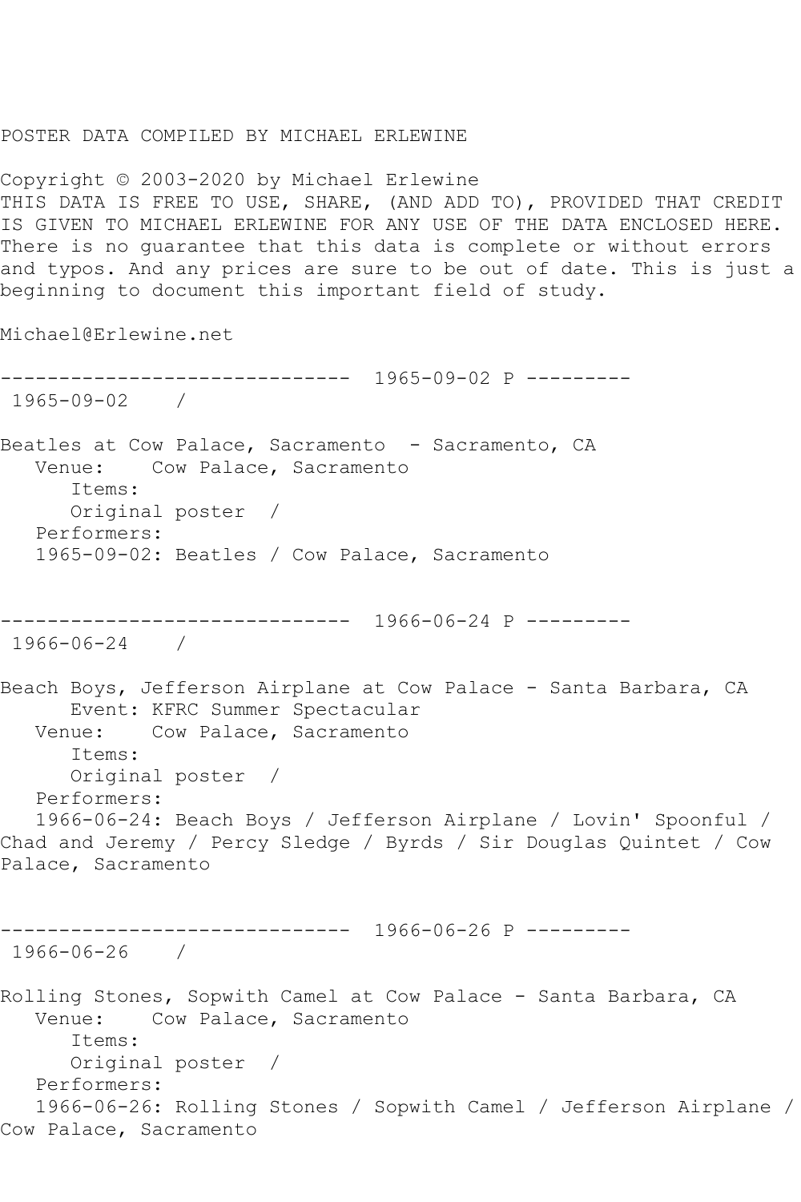POSTER DATA COMPILED BY MICHAEL ERLEWINE

Copyright © 2003-2020 by Michael Erlewine
THIS DATA IS FREE TO USE, SHARE, (AND ADD TO), PROVIDED THAT CREDIT IS GIVEN TO MICHAEL ERLEWINE FOR ANY USE OF THE DATA ENCLOSED HERE. There is no guarantee that this data is complete or without errors and typos. And any prices are sure to be out of date. This is just a beginning to document this important field of study.

Michael@Erlewine.net

------------------------------ 1965-09-02 P ---------

1965-09-02 /

Beatles at Cow Palace, Sacramento - Sacramento, CA
Venue: Cow Palace, Sacramento
Items:
Original poster /
Performers:
1965-09-02: Beatles / Cow Palace, Sacramento

------------------------------ 1966-06-24 P ---------

1966-06-24 /

Beach Boys, Jefferson Airplane at Cow Palace - Santa Barbara, CA
Event: KFRC Summer Spectacular
Venue: Cow Palace, Sacramento
Items:
Original poster /
Performers:
1966-06-24: Beach Boys / Jefferson Airplane / Lovin' Spoonful / Chad and Jeremy / Percy Sledge / Byrds / Sir Douglas Quintet / Cow Palace, Sacramento

------------------------------ 1966-06-26 P ---------

1966-06-26 /

Rolling Stones, Sopwith Camel at Cow Palace - Santa Barbara, CA
Venue: Cow Palace, Sacramento
Items:
Original poster /
Performers:
1966-06-26: Rolling Stones / Sopwith Camel / Jefferson Airplane / Cow Palace, Sacramento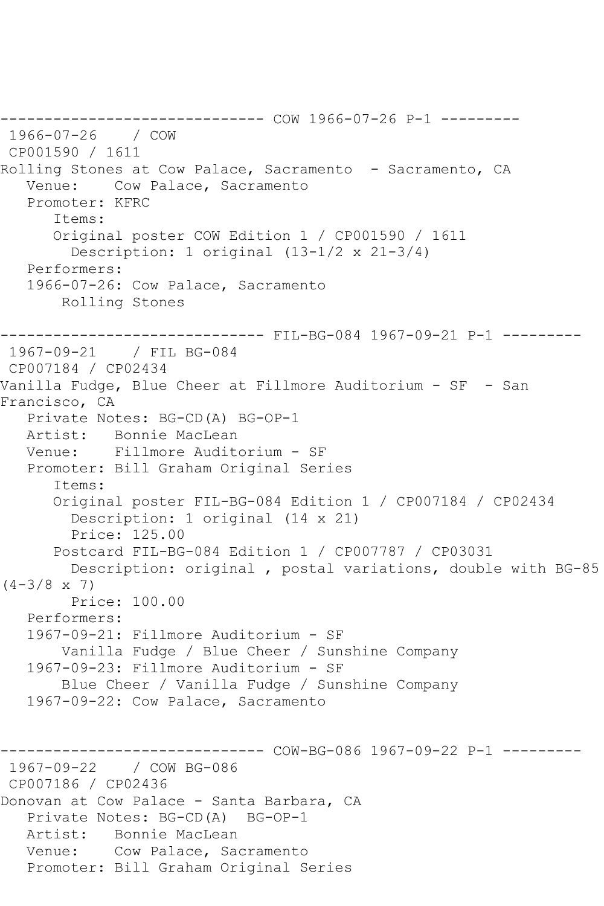------------------------------ COW 1966-07-26 P-1 ---------

1966-07-26 / COW
CP001590 / 1611
Rolling Stones at Cow Palace, Sacramento - Sacramento, CA
Venue: Cow Palace, Sacramento
Promoter: KFRC
Items:
Original poster COW Edition 1 / CP001590 / 1611
Description: 1 original (13-1/2 x 21-3/4)
Performers:
1966-07-26: Cow Palace, Sacramento
Rolling Stones

------------------------------ FIL-BG-084 1967-09-21 P-1 ---------

1967-09-21 / FIL BG-084
CP007184 / CP02434
Vanilla Fudge, Blue Cheer at Fillmore Auditorium - SF - San Francisco, CA
Private Notes: BG-CD(A) BG-OP-1
Artist: Bonnie MacLean
Venue: Fillmore Auditorium - SF
Promoter: Bill Graham Original Series
Items:
Original poster FIL-BG-084 Edition 1 / CP007184 / CP02434
Description: 1 original (14 x 21)
Price: 125.00
Postcard FIL-BG-084 Edition 1 / CP007787 / CP03031
Description: original , postal variations, double with BG-85 (4-3/8 x 7)
Price: 100.00
Performers:
1967-09-21: Fillmore Auditorium - SF
Vanilla Fudge / Blue Cheer / Sunshine Company
1967-09-23: Fillmore Auditorium - SF
Blue Cheer / Vanilla Fudge / Sunshine Company
1967-09-22: Cow Palace, Sacramento

------------------------------ COW-BG-086 1967-09-22 P-1 ---------

1967-09-22 / COW BG-086
CP007186 / CP02436
Donovan at Cow Palace - Santa Barbara, CA
Private Notes: BG-CD(A) BG-OP-1
Artist: Bonnie MacLean
Venue: Cow Palace, Sacramento
Promoter: Bill Graham Original Series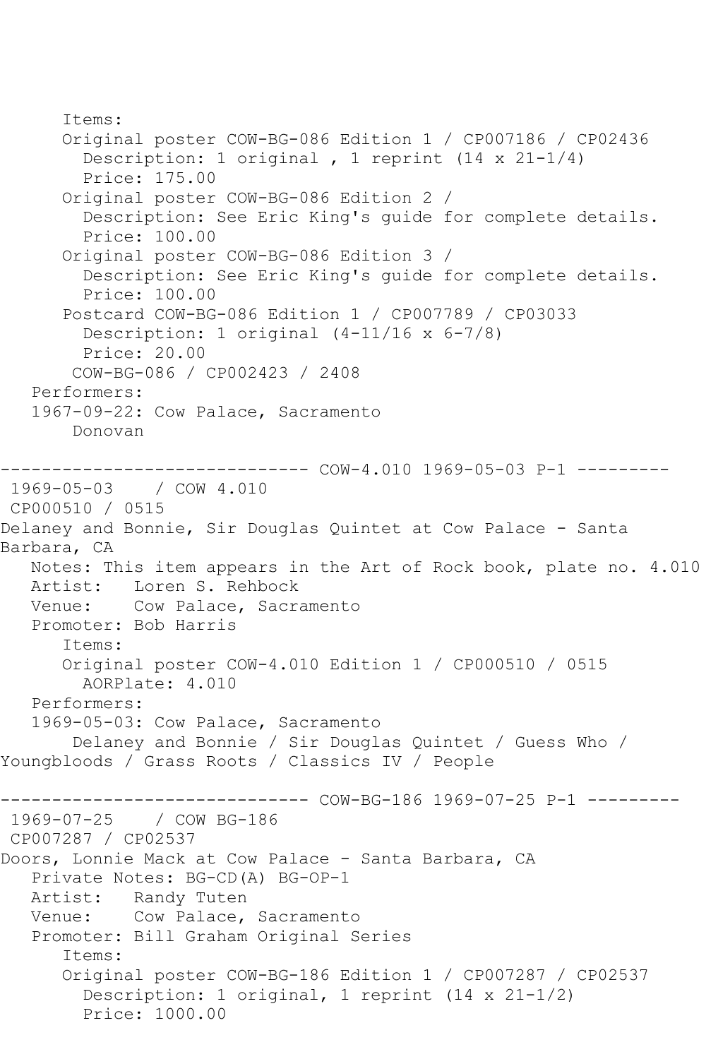Items:
Original poster COW-BG-086 Edition 1 / CP007186 / CP02436
  Description: 1 original , 1 reprint (14 x 21-1/4)
  Price: 175.00
Original poster COW-BG-086 Edition 2 /
  Description: See Eric King's guide for complete details.
  Price: 100.00
Original poster COW-BG-086 Edition 3 /
  Description: See Eric King's guide for complete details.
  Price: 100.00
Postcard COW-BG-086 Edition 1 / CP007789 / CP03033
  Description: 1 original (4-11/16 x 6-7/8)
  Price: 20.00
COW-BG-086 / CP002423 / 2408

Performers:
1967-09-22: Cow Palace, Sacramento
  Donovan

------------------------------ COW-4.010 1969-05-03 P-1 ---------

1969-05-03 / COW 4.010
CP000510 / 0515
Delaney and Bonnie, Sir Douglas Quintet at Cow Palace - Santa Barbara, CA
Notes: This item appears in the Art of Rock book, plate no. 4.010
Artist: Loren S. Rehbock
Venue: Cow Palace, Sacramento
Promoter: Bob Harris
Items:
Original poster COW-4.010 Edition 1 / CP000510 / 0515
  AORPlate: 4.010

Performers:
1969-05-03: Cow Palace, Sacramento
  Delaney and Bonnie / Sir Douglas Quintet / Guess Who / Youngbloods / Grass Roots / Classics IV / People

------------------------------ COW-BG-186 1969-07-25 P-1 ---------

1969-07-25 / COW BG-186
CP007287 / CP02537
Doors, Lonnie Mack at Cow Palace - Santa Barbara, CA
Private Notes: BG-CD(A) BG-OP-1
Artist: Randy Tuten
Venue: Cow Palace, Sacramento
Promoter: Bill Graham Original Series
Items:
Original poster COW-BG-186 Edition 1 / CP007287 / CP02537
  Description: 1 original, 1 reprint (14 x 21-1/2)
  Price: 1000.00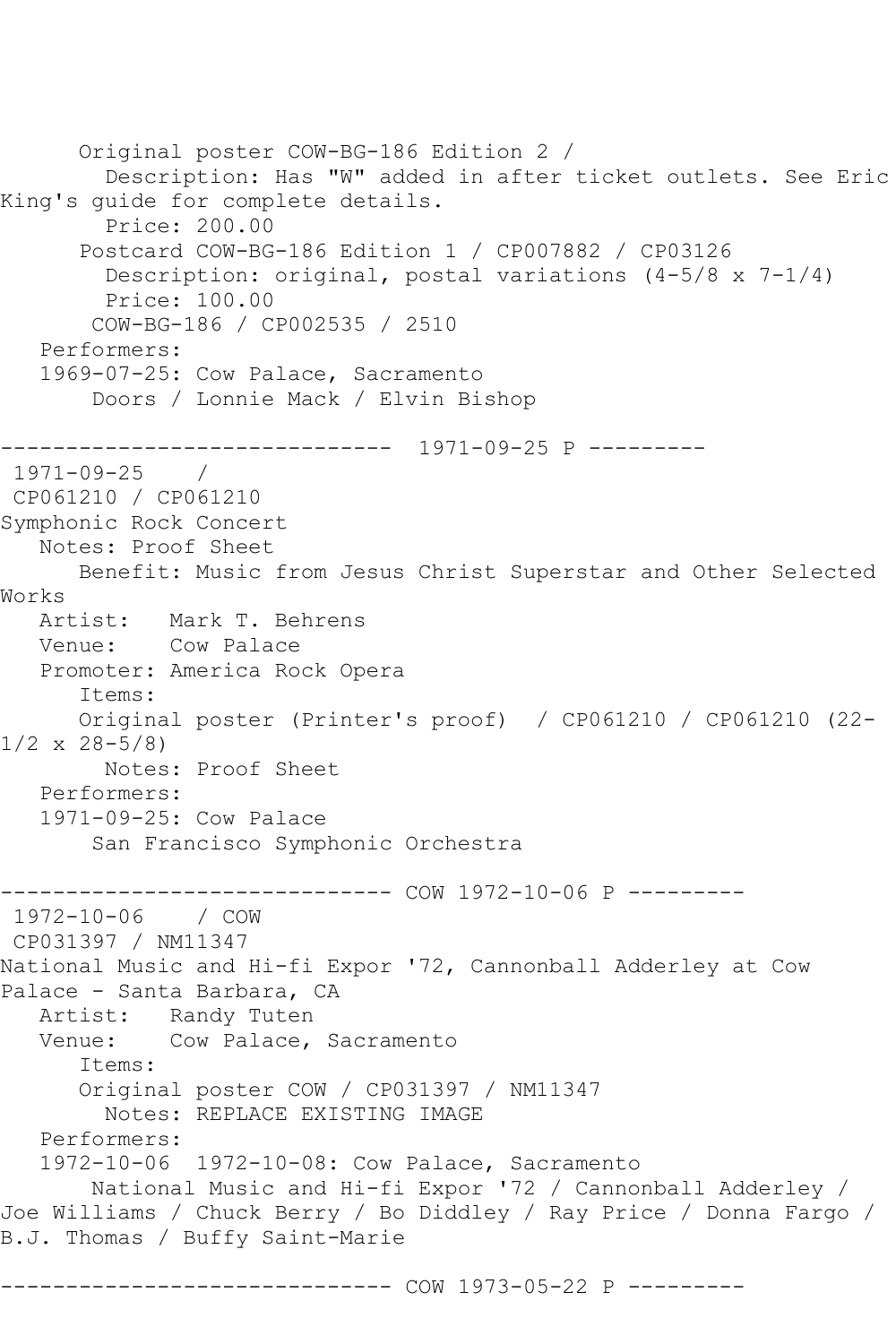```
      Original poster COW-BG-186 Edition 2 / 
        Description: Has "W" added in after ticket outlets. See Eric 
King's guide for complete details.
        Price: 200.00
      Postcard COW-BG-186 Edition 1 / CP007882 / CP03126
        Description: original, postal variations (4-5/8 x 7-1/4)
        Price: 100.00
       COW-BG-186 / CP002535 / 2510
   Performers:
   1969-07-25: Cow Palace, Sacramento
       Doors / Lonnie Mack / Elvin Bishop

------------------------------  1971-09-25 P ---------
 1971-09-25    / 
 CP061210 / CP061210
Symphonic Rock Concert
   Notes: Proof Sheet
      Benefit: Music from Jesus Christ Superstar and Other Selected 
Works
   Artist:   Mark T. Behrens
   Venue:    Cow Palace
   Promoter: America Rock Opera
      Items:
      Original poster (Printer's proof)  / CP061210 / CP061210 (22-
1/2 x 28-5/8)
        Notes: Proof Sheet
   Performers:
   1971-09-25: Cow Palace
       San Francisco Symphonic Orchestra

------------------------------ COW 1972-10-06 P ---------
 1972-10-06    / COW
 CP031397 / NM11347
National Music and Hi-fi Expor '72, Cannonball Adderley at Cow 
Palace - Santa Barbara, CA
   Artist:   Randy Tuten
   Venue:    Cow Palace, Sacramento
      Items:
      Original poster COW / CP031397 / NM11347
        Notes: REPLACE EXISTING IMAGE
   Performers:
   1972-10-06  1972-10-08: Cow Palace, Sacramento
       National Music and Hi-fi Expor '72 / Cannonball Adderley / 
Joe Williams / Chuck Berry / Bo Diddley / Ray Price / Donna Fargo / 
B.J. Thomas / Buffy Saint-Marie

------------------------------ COW 1973-05-22 P ---------
```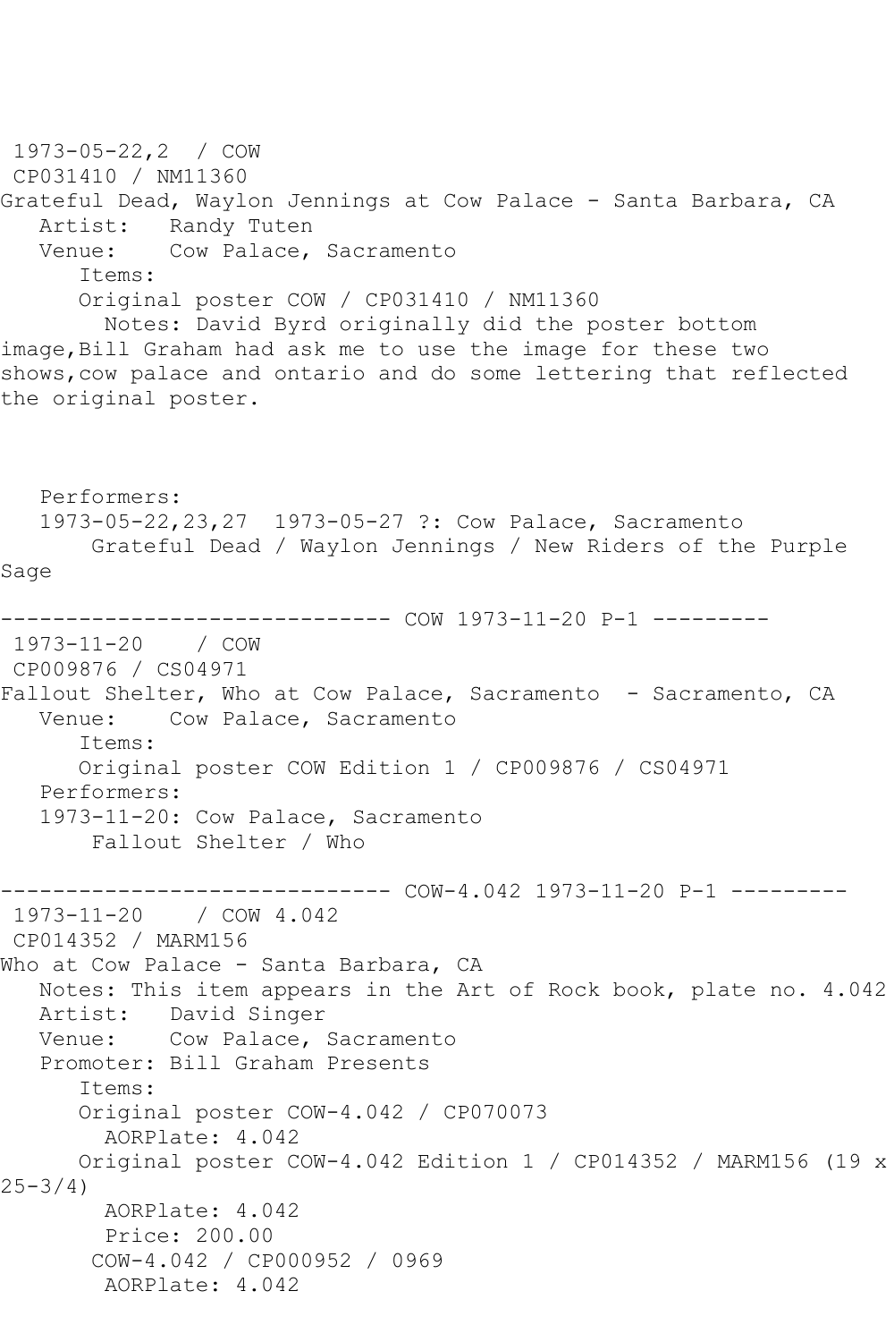1973-05-22,2 / COW
CP031410 / NM11360
Grateful Dead, Waylon Jennings at Cow Palace - Santa Barbara, CA
   Artist:   Randy Tuten
   Venue:    Cow Palace, Sacramento
      Items:
      Original poster COW / CP031410 / NM11360
        Notes: David Byrd originally did the poster bottom image,Bill Graham had ask me to use the image for these two shows,cow palace and ontario and do some lettering that reflected the original poster.

   Performers:
   1973-05-22,23,27  1973-05-27 ?: Cow Palace, Sacramento
       Grateful Dead / Waylon Jennings / New Riders of the Purple Sage

------------------------------ COW 1973-11-20 P-1 ---------
1973-11-20    / COW
CP009876 / CS04971
Fallout Shelter, Who at Cow Palace, Sacramento  - Sacramento, CA
   Venue:    Cow Palace, Sacramento
      Items:
      Original poster COW Edition 1 / CP009876 / CS04971
   Performers:
   1973-11-20: Cow Palace, Sacramento
       Fallout Shelter / Who

------------------------------ COW-4.042 1973-11-20 P-1 ---------
1973-11-20    / COW 4.042
CP014352 / MARM156
Who at Cow Palace - Santa Barbara, CA
   Notes: This item appears in the Art of Rock book, plate no. 4.042
   Artist:   David Singer
   Venue:    Cow Palace, Sacramento
   Promoter: Bill Graham Presents
      Items:
      Original poster COW-4.042 / CP070073
        AORPlate: 4.042
      Original poster COW-4.042 Edition 1 / CP014352 / MARM156 (19 x 25-3/4)
        AORPlate: 4.042
        Price: 200.00
       COW-4.042 / CP000952 / 0969
        AORPlate: 4.042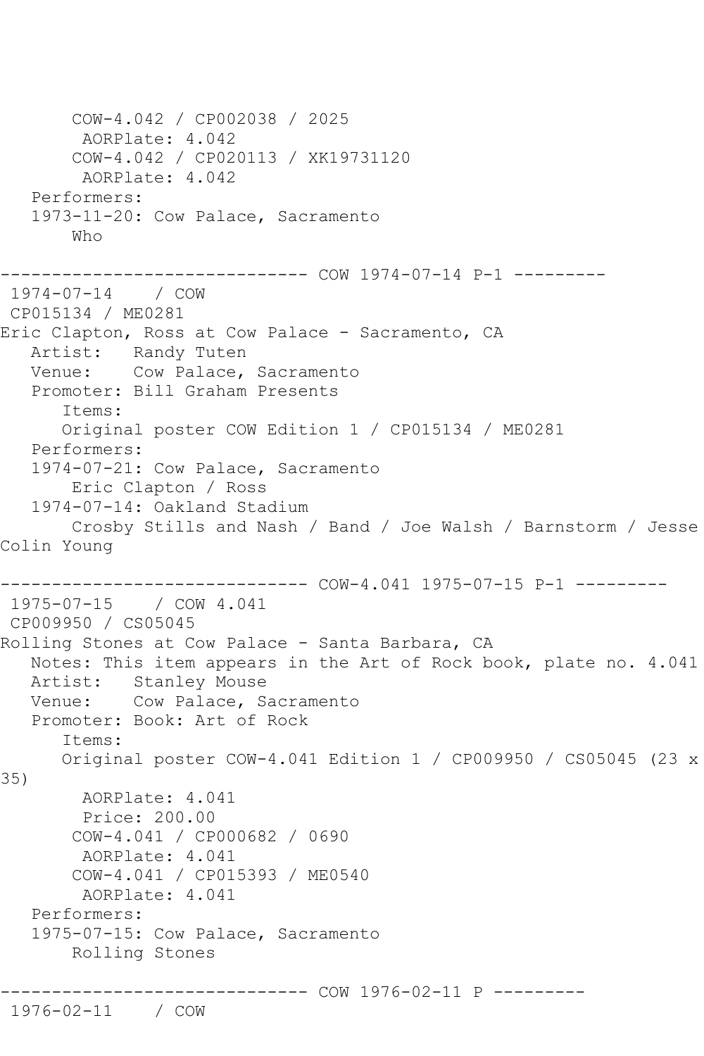```
       COW-4.042 / CP002038 / 2025
        AORPlate: 4.042 
       COW-4.042 / CP020113 / XK19731120
        AORPlate: 4.042 
   Performers:
   1973-11-20: Cow Palace, Sacramento
       Who

------------------------------ COW 1974-07-14 P-1 ---------
 1974-07-14    / COW 
 CP015134 / ME0281
Eric Clapton, Ross at Cow Palace - Sacramento, CA
   Artist:   Randy Tuten
   Venue:    Cow Palace, Sacramento
   Promoter: Bill Graham Presents
      Items:
      Original poster COW Edition 1 / CP015134 / ME0281
   Performers:
   1974-07-21: Cow Palace, Sacramento
       Eric Clapton / Ross
   1974-07-14: Oakland Stadium
       Crosby Stills and Nash / Band / Joe Walsh / Barnstorm / Jesse
Colin Young

------------------------------ COW-4.041 1975-07-15 P-1 ---------
 1975-07-15    / COW 4.041
 CP009950 / CS05045
Rolling Stones at Cow Palace - Santa Barbara, CA
   Notes: This item appears in the Art of Rock book, plate no. 4.041
   Artist:   Stanley Mouse
   Venue:    Cow Palace, Sacramento
   Promoter: Book: Art of Rock
      Items:
      Original poster COW-4.041 Edition 1 / CP009950 / CS05045 (23 x
35)
        AORPlate: 4.041 
        Price: 200.00
       COW-4.041 / CP000682 / 0690
        AORPlate: 4.041 
       COW-4.041 / CP015393 / ME0540
        AORPlate: 4.041 
   Performers:
   1975-07-15: Cow Palace, Sacramento
       Rolling Stones

------------------------------ COW 1976-02-11 P ---------
 1976-02-11    / COW 
```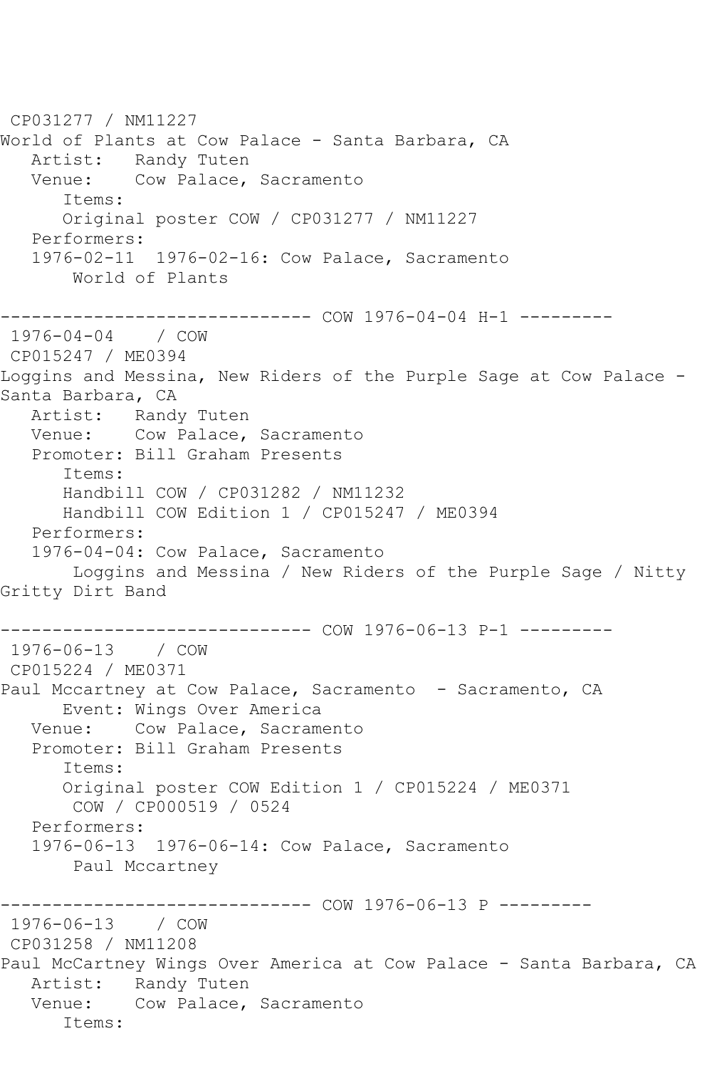CP031277 / NM11227
World of Plants at Cow Palace - Santa Barbara, CA
   Artist:   Randy Tuten
   Venue:    Cow Palace, Sacramento
      Items:
      Original poster COW / CP031277 / NM11227
   Performers:
   1976-02-11  1976-02-16: Cow Palace, Sacramento
       World of Plants

------------------------------ COW 1976-04-04 H-1 ---------
1976-04-04    / COW
CP015247 / ME0394
Loggins and Messina, New Riders of the Purple Sage at Cow Palace - Santa Barbara, CA
   Artist:   Randy Tuten
   Venue:    Cow Palace, Sacramento
   Promoter: Bill Graham Presents
      Items:
      Handbill COW / CP031282 / NM11232
      Handbill COW Edition 1 / CP015247 / ME0394
   Performers:
   1976-04-04: Cow Palace, Sacramento
       Loggins and Messina / New Riders of the Purple Sage / Nitty Gritty Dirt Band

------------------------------ COW 1976-06-13 P-1 ---------
1976-06-13    / COW
CP015224 / ME0371
Paul Mccartney at Cow Palace, Sacramento  - Sacramento, CA
      Event: Wings Over America
   Venue:    Cow Palace, Sacramento
   Promoter: Bill Graham Presents
      Items:
      Original poster COW Edition 1 / CP015224 / ME0371
       COW / CP000519 / 0524
   Performers:
   1976-06-13  1976-06-14: Cow Palace, Sacramento
       Paul Mccartney

------------------------------ COW 1976-06-13 P ---------
1976-06-13    / COW
CP031258 / NM11208
Paul McCartney Wings Over America at Cow Palace - Santa Barbara, CA
   Artist:   Randy Tuten
   Venue:    Cow Palace, Sacramento
      Items: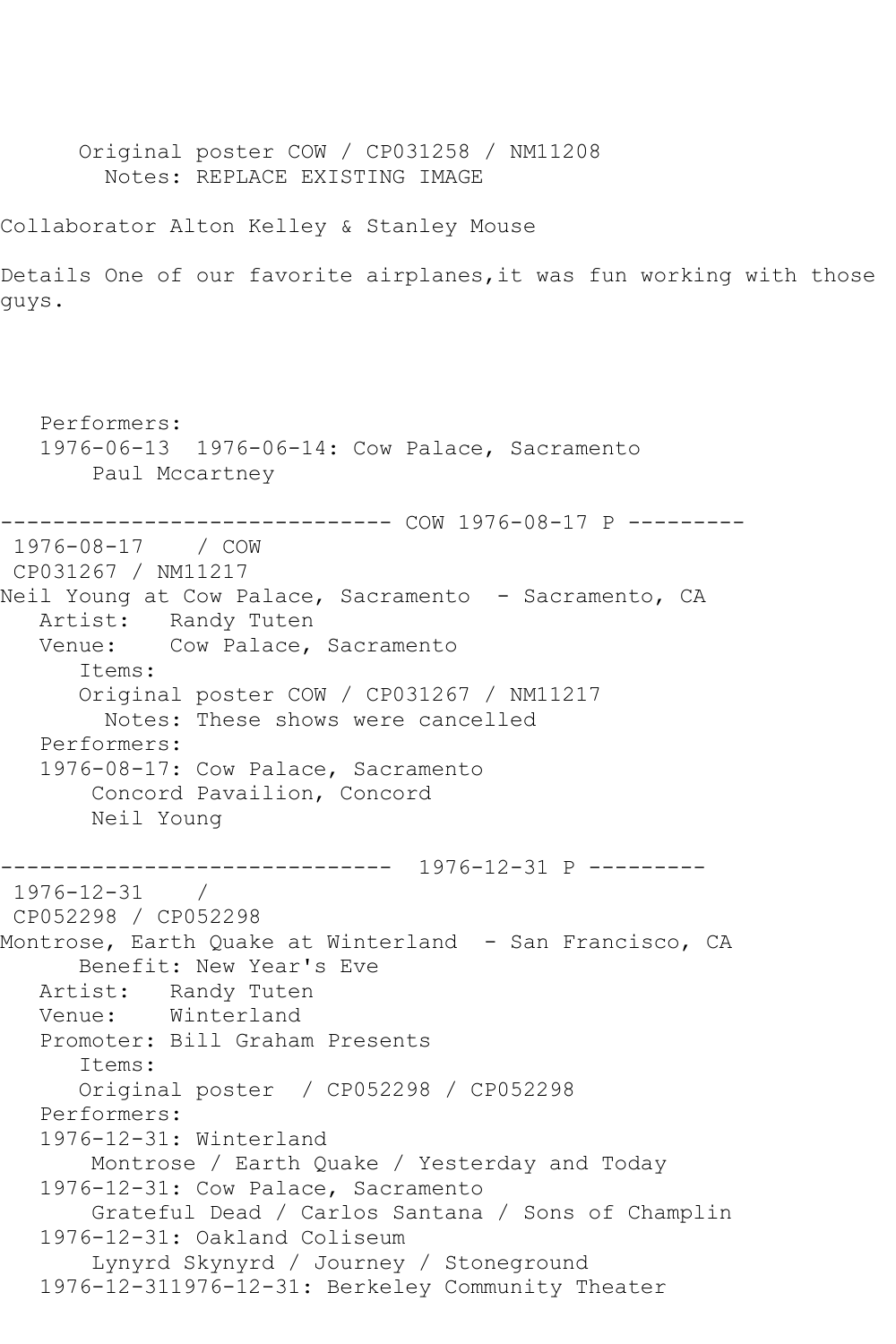```
      Original poster COW / CP031258 / NM11208
        Notes: REPLACE EXISTING IMAGE

Collaborator Alton Kelley & Stanley Mouse

Details One of our favorite airplanes,it was fun working with those
guys.




   Performers:
   1976-06-13  1976-06-14: Cow Palace, Sacramento
       Paul Mccartney

------------------------------ COW 1976-08-17 P ---------
 1976-08-17    / COW
 CP031267 / NM11217
Neil Young at Cow Palace, Sacramento  - Sacramento, CA
   Artist:   Randy Tuten
   Venue:    Cow Palace, Sacramento
      Items:
      Original poster COW / CP031267 / NM11217
        Notes: These shows were cancelled
   Performers:
   1976-08-17: Cow Palace, Sacramento
       Concord Pavailion, Concord
       Neil Young

------------------------------  1976-12-31 P ---------
 1976-12-31    /
 CP052298 / CP052298
Montrose, Earth Quake at Winterland  - San Francisco, CA
      Benefit: New Year's Eve
   Artist:   Randy Tuten
   Venue:    Winterland
   Promoter: Bill Graham Presents
      Items:
      Original poster  / CP052298 / CP052298
   Performers:
   1976-12-31: Winterland
       Montrose / Earth Quake / Yesterday and Today
   1976-12-31: Cow Palace, Sacramento
       Grateful Dead / Carlos Santana / Sons of Champlin
   1976-12-31: Oakland Coliseum
       Lynyrd Skynyrd / Journey / Stoneground
   1976-12-311976-12-31: Berkeley Community Theater
```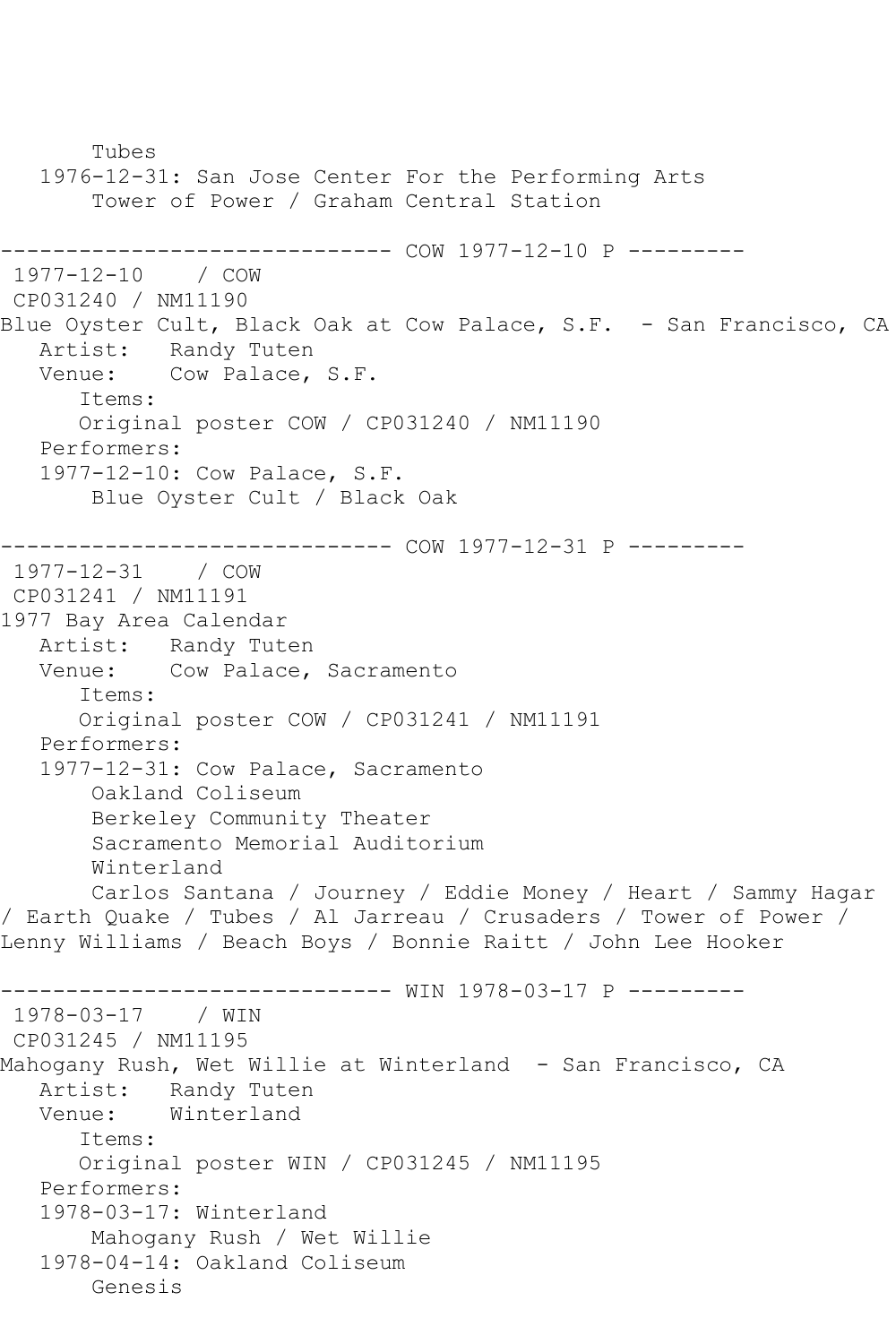```
       Tubes
   1976-12-31: San Jose Center For the Performing Arts
       Tower of Power / Graham Central Station

------------------------------ COW 1977-12-10 P ---------
 1977-12-10    / COW
 CP031240 / NM11190
Blue Oyster Cult, Black Oak at Cow Palace, S.F.  - San Francisco, CA
   Artist:   Randy Tuten
   Venue:    Cow Palace, S.F.
      Items:
      Original poster COW / CP031240 / NM11190
   Performers:
   1977-12-10: Cow Palace, S.F.
       Blue Oyster Cult / Black Oak

------------------------------ COW 1977-12-31 P ---------
 1977-12-31    / COW
 CP031241 / NM11191
1977 Bay Area Calendar
   Artist:   Randy Tuten
   Venue:    Cow Palace, Sacramento
      Items:
      Original poster COW / CP031241 / NM11191
   Performers:
   1977-12-31: Cow Palace, Sacramento
       Oakland Coliseum
       Berkeley Community Theater
       Sacramento Memorial Auditorium
       Winterland
       Carlos Santana / Journey / Eddie Money / Heart / Sammy Hagar
/ Earth Quake / Tubes / Al Jarreau / Crusaders / Tower of Power /
Lenny Williams / Beach Boys / Bonnie Raitt / John Lee Hooker

------------------------------ WIN 1978-03-17 P ---------
 1978-03-17    / WIN
 CP031245 / NM11195
Mahogany Rush, Wet Willie at Winterland  - San Francisco, CA
   Artist:   Randy Tuten
   Venue:    Winterland
      Items:
      Original poster WIN / CP031245 / NM11195
   Performers:
   1978-03-17: Winterland
       Mahogany Rush / Wet Willie
   1978-04-14: Oakland Coliseum
       Genesis
```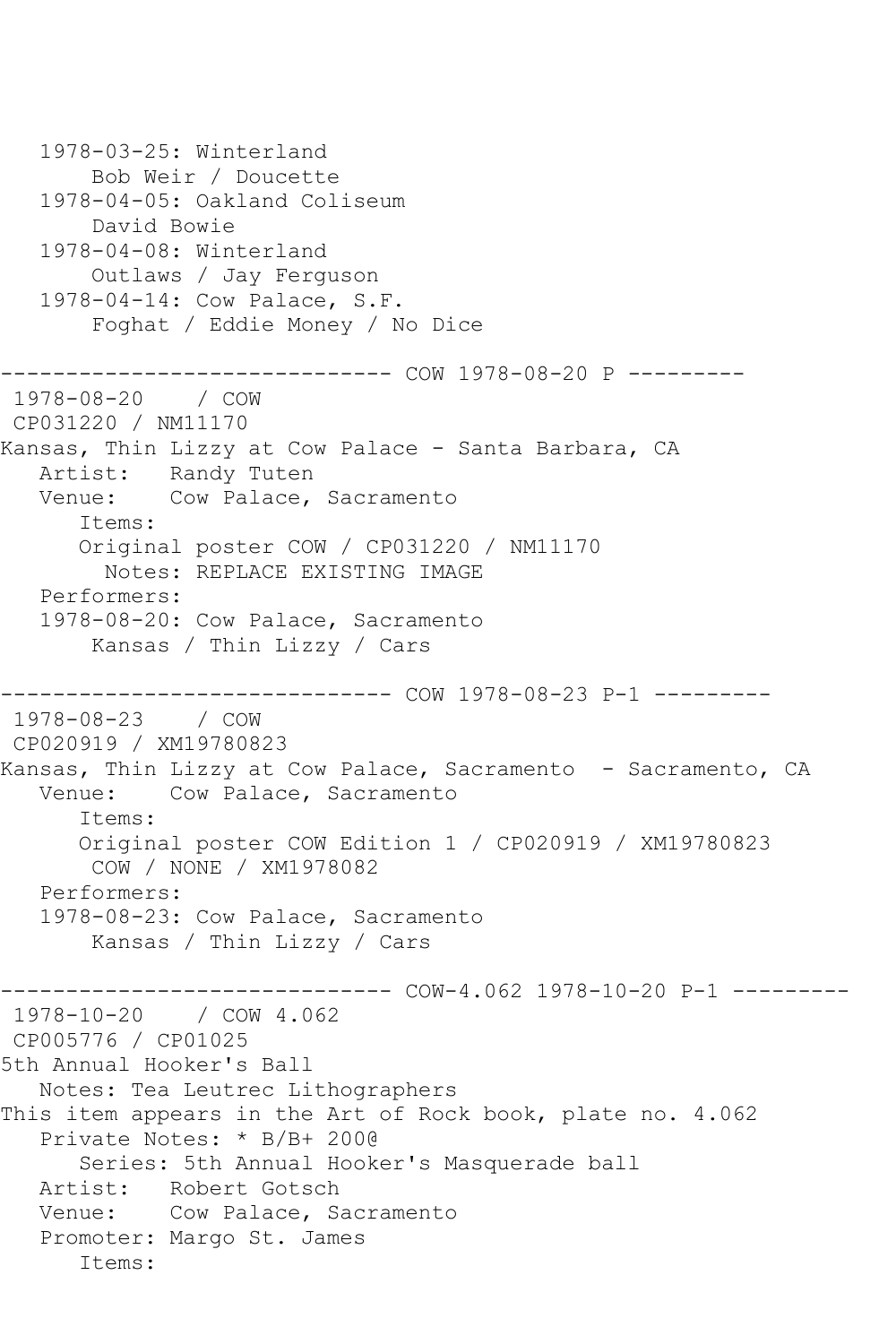```
   1978-03-25: Winterland
       Bob Weir / Doucette
   1978-04-05: Oakland Coliseum
       David Bowie
   1978-04-08: Winterland
       Outlaws / Jay Ferguson
   1978-04-14: Cow Palace, S.F.
       Foghat / Eddie Money / No Dice

------------------------------ COW 1978-08-20 P ---------
 1978-08-20    / COW
 CP031220 / NM11170
Kansas, Thin Lizzy at Cow Palace - Santa Barbara, CA
   Artist:   Randy Tuten
   Venue:    Cow Palace, Sacramento
      Items:
      Original poster COW / CP031220 / NM11170
        Notes: REPLACE EXISTING IMAGE
   Performers:
   1978-08-20: Cow Palace, Sacramento
       Kansas / Thin Lizzy / Cars

------------------------------ COW 1978-08-23 P-1 ---------
 1978-08-23    / COW
 CP020919 / XM19780823
Kansas, Thin Lizzy at Cow Palace, Sacramento  - Sacramento, CA
   Venue:    Cow Palace, Sacramento
      Items:
      Original poster COW Edition 1 / CP020919 / XM19780823
       COW / NONE / XM1978082
   Performers:
   1978-08-23: Cow Palace, Sacramento
       Kansas / Thin Lizzy / Cars

------------------------------ COW-4.062 1978-10-20 P-1 ---------
 1978-10-20    / COW 4.062
 CP005776 / CP01025
5th Annual Hooker's Ball
   Notes: Tea Leutrec Lithographers
This item appears in the Art of Rock book, plate no. 4.062
   Private Notes: * B/B+ 200@
      Series: 5th Annual Hooker's Masquerade ball
   Artist:   Robert Gotsch
   Venue:    Cow Palace, Sacramento
   Promoter: Margo St. James
      Items:
```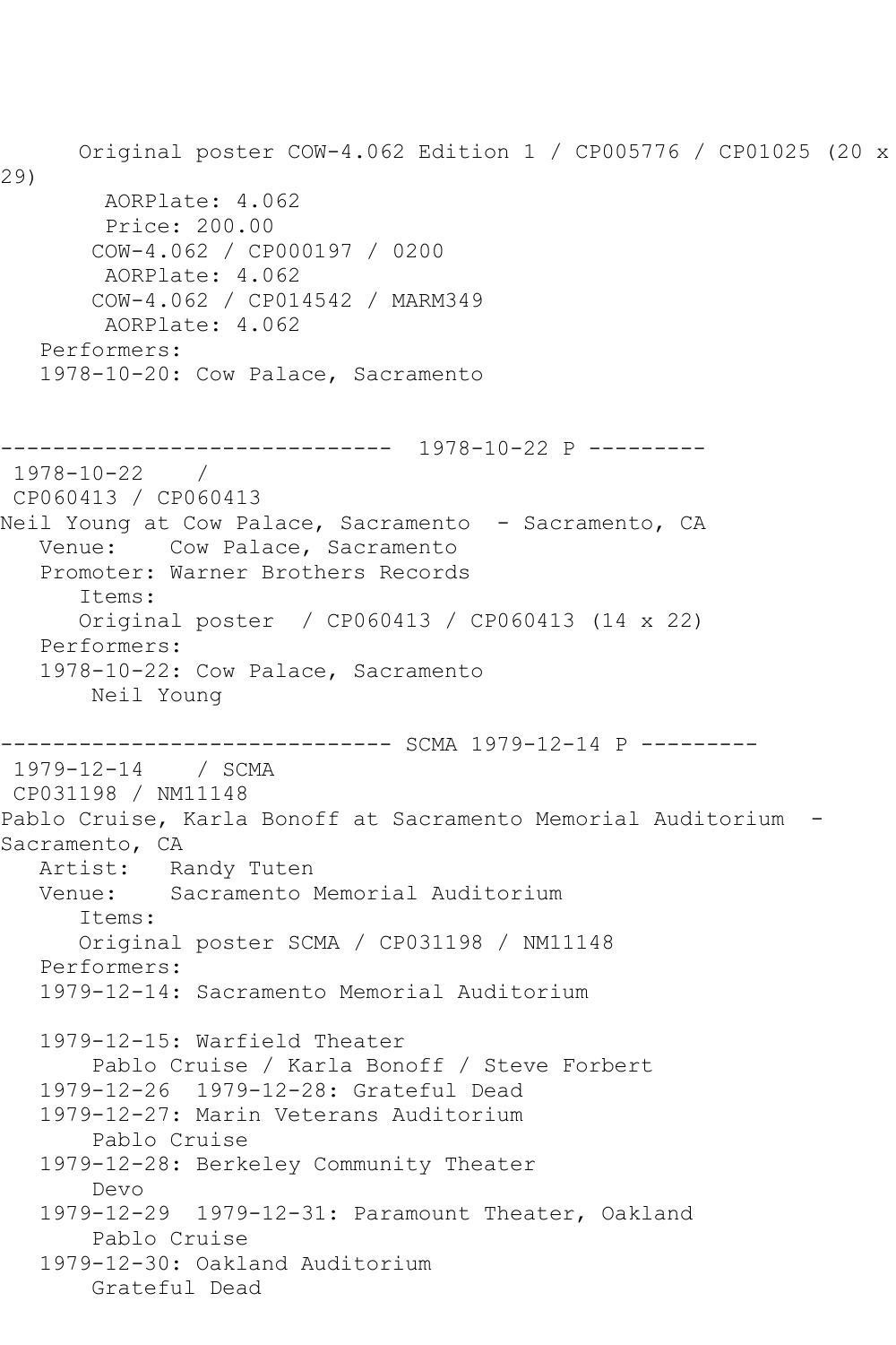```
      Original poster COW-4.062 Edition 1 / CP005776 / CP01025 (20 x 
29)
        AORPlate: 4.062 
        Price: 200.00
       COW-4.062 / CP000197 / 0200
        AORPlate: 4.062 
       COW-4.062 / CP014542 / MARM349
        AORPlate: 4.062 
   Performers:
   1978-10-20: Cow Palace, Sacramento


------------------------------  1978-10-22 P ---------
 1978-10-22    / 
 CP060413 / CP060413
Neil Young at Cow Palace, Sacramento  - Sacramento, CA
   Venue:    Cow Palace, Sacramento
   Promoter: Warner Brothers Records
      Items:
      Original poster  / CP060413 / CP060413 (14 x 22)
   Performers:
   1978-10-22: Cow Palace, Sacramento
       Neil Young

------------------------------ SCMA 1979-12-14 P ---------
 1979-12-14    / SCMA
 CP031198 / NM11148
Pablo Cruise, Karla Bonoff at Sacramento Memorial Auditorium  - 
Sacramento, CA
   Artist:   Randy Tuten
   Venue:    Sacramento Memorial Auditorium
      Items:
      Original poster SCMA / CP031198 / NM11148
   Performers:
   1979-12-14: Sacramento Memorial Auditorium

   1979-12-15: Warfield Theater
       Pablo Cruise / Karla Bonoff / Steve Forbert
   1979-12-26  1979-12-28: Grateful Dead
   1979-12-27: Marin Veterans Auditorium
       Pablo Cruise
   1979-12-28: Berkeley Community Theater
       Devo
   1979-12-29  1979-12-31: Paramount Theater, Oakland
       Pablo Cruise
   1979-12-30: Oakland Auditorium
       Grateful Dead
```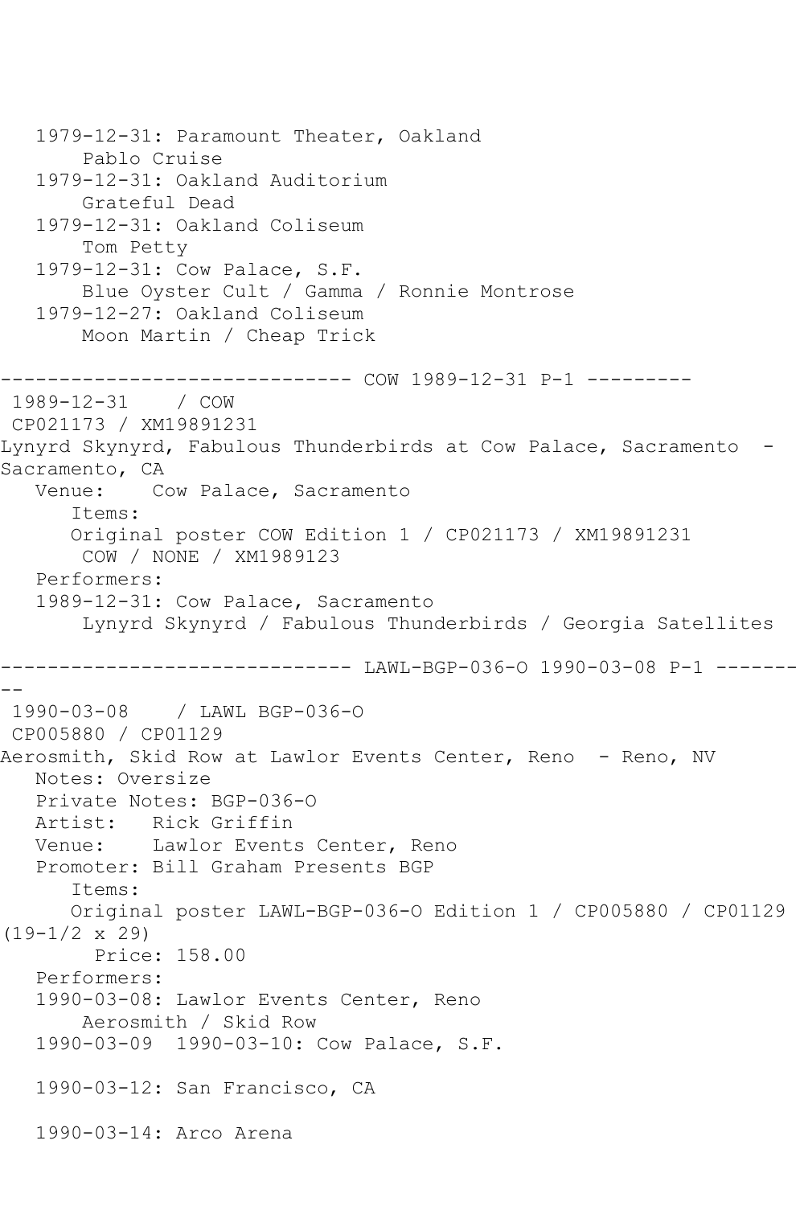```
   1979-12-31: Paramount Theater, Oakland
       Pablo Cruise
   1979-12-31: Oakland Auditorium
       Grateful Dead
   1979-12-31: Oakland Coliseum
       Tom Petty
   1979-12-31: Cow Palace, S.F.
       Blue Oyster Cult / Gamma / Ronnie Montrose
   1979-12-27: Oakland Coliseum
       Moon Martin / Cheap Trick

------------------------------ COW 1989-12-31 P-1 ---------
 1989-12-31    / COW
 CP021173 / XM19891231
Lynyrd Skynyrd, Fabulous Thunderbirds at Cow Palace, Sacramento  -
Sacramento, CA
   Venue:    Cow Palace, Sacramento
      Items:
      Original poster COW Edition 1 / CP021173 / XM19891231
       COW / NONE / XM1989123
   Performers:
   1989-12-31: Cow Palace, Sacramento
       Lynyrd Skynyrd / Fabulous Thunderbirds / Georgia Satellites

------------------------------ LAWL-BGP-036-O 1990-03-08 P-1 -------
--
 1990-03-08    / LAWL BGP-036-O
 CP005880 / CP01129
Aerosmith, Skid Row at Lawlor Events Center, Reno  - Reno, NV
   Notes: Oversize
   Private Notes: BGP-036-O
   Artist:   Rick Griffin
   Venue:    Lawlor Events Center, Reno
   Promoter: Bill Graham Presents BGP
      Items:
      Original poster LAWL-BGP-036-O Edition 1 / CP005880 / CP01129
(19-1/2 x 29)
        Price: 158.00
   Performers:
   1990-03-08: Lawlor Events Center, Reno
       Aerosmith / Skid Row
   1990-03-09  1990-03-10: Cow Palace, S.F.

   1990-03-12: San Francisco, CA

   1990-03-14: Arco Arena
```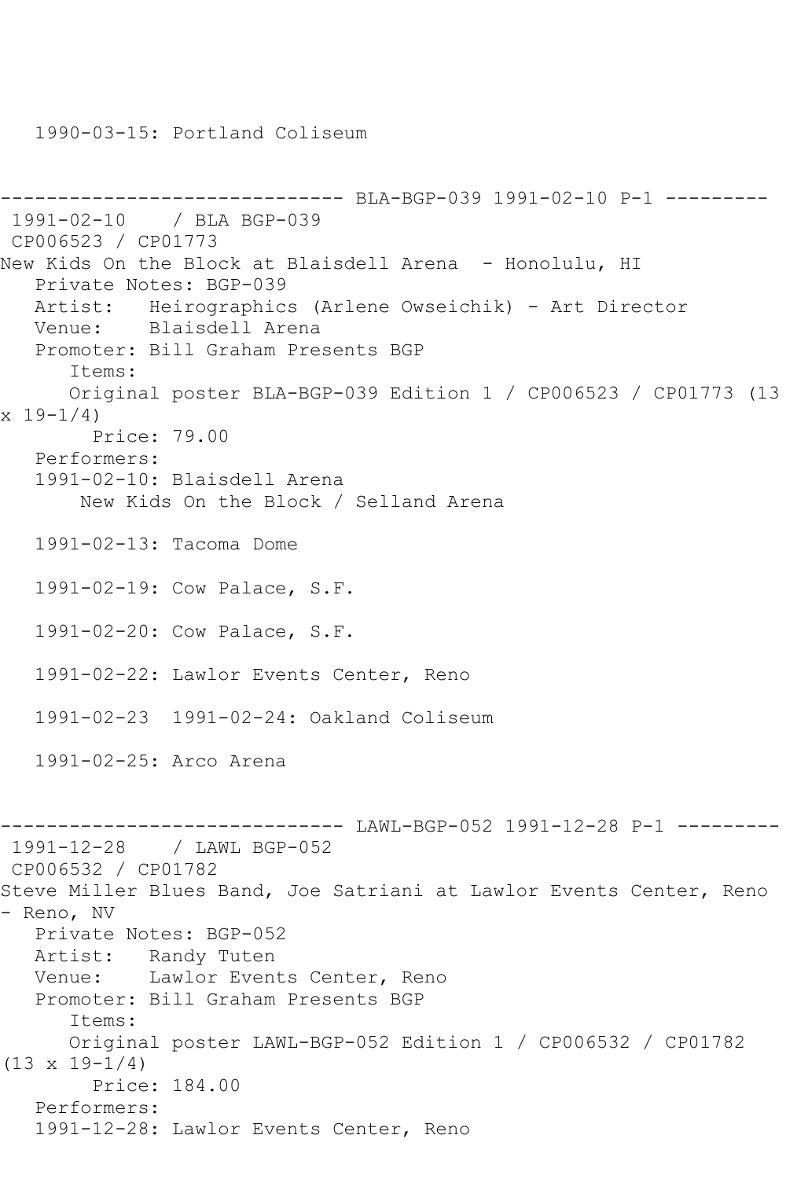1990-03-15: Portland Coliseum

------------------------------ BLA-BGP-039 1991-02-10 P-1 ---------

1991-02-10 / BLA BGP-039

CP006523 / CP01773

New Kids On the Block at Blaisdell Arena - Honolulu, HI

Private Notes: BGP-039

Artist: Heirographics (Arlene Owseichik) - Art Director

Venue: Blaisdell Arena

Promoter: Bill Graham Presents BGP

Items:

Original poster BLA-BGP-039 Edition 1 / CP006523 / CP01773 (13 x 19-1/4)

Price: 79.00

Performers:

1991-02-10: Blaisdell Arena

New Kids On the Block / Selland Arena

1991-02-13: Tacoma Dome

1991-02-19: Cow Palace, S.F.

1991-02-20: Cow Palace, S.F.

1991-02-22: Lawlor Events Center, Reno

1991-02-23 1991-02-24: Oakland Coliseum

1991-02-25: Arco Arena

------------------------------ LAWL-BGP-052 1991-12-28 P-1 ---------

1991-12-28 / LAWL BGP-052

CP006532 / CP01782

Steve Miller Blues Band, Joe Satriani at Lawlor Events Center, Reno - Reno, NV

Private Notes: BGP-052

Artist: Randy Tuten

Venue: Lawlor Events Center, Reno

Promoter: Bill Graham Presents BGP

Items:

Original poster LAWL-BGP-052 Edition 1 / CP006532 / CP01782 (13 x 19-1/4)

Price: 184.00

Performers:

1991-12-28: Lawlor Events Center, Reno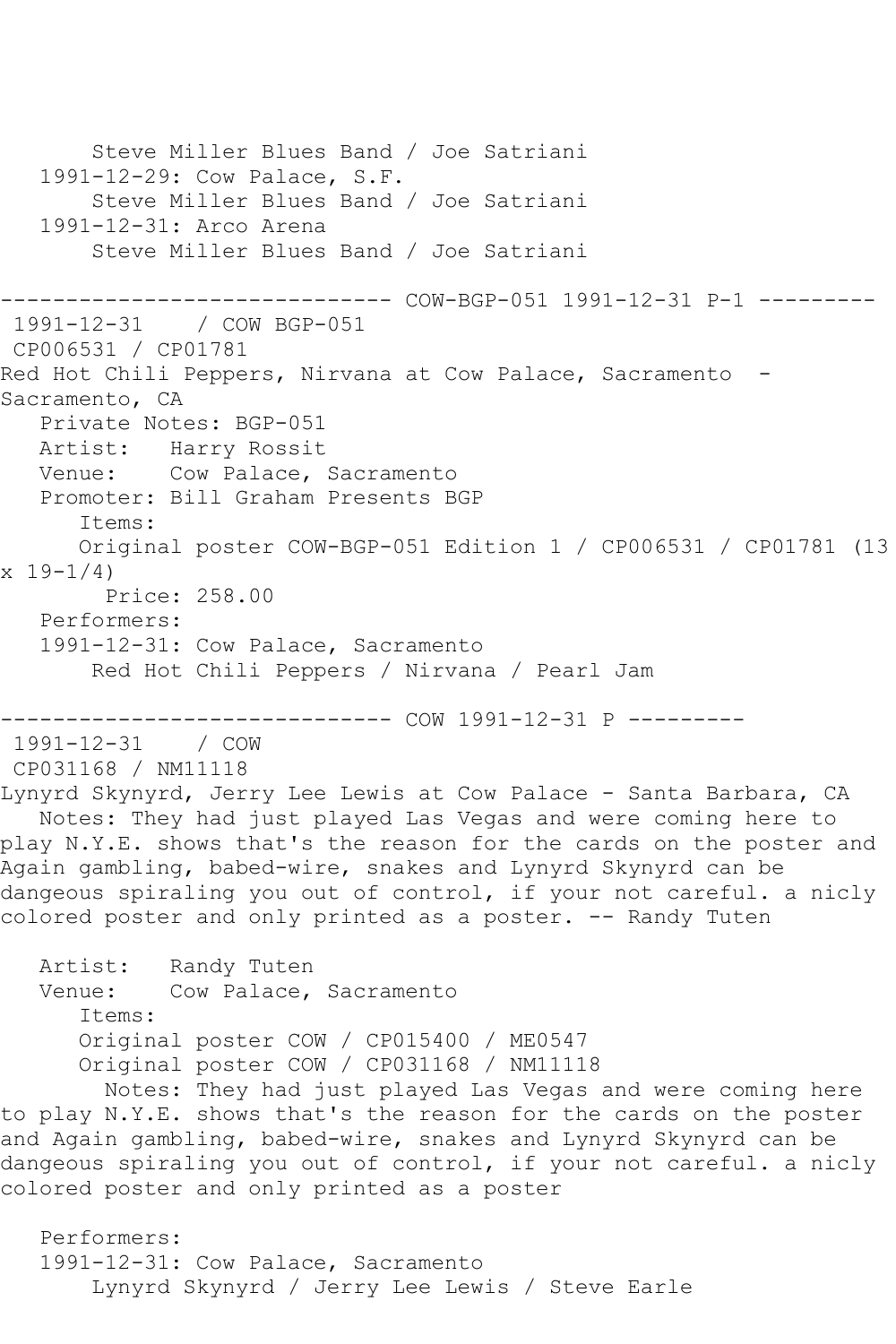Steve Miller Blues Band / Joe Satriani
   1991-12-29: Cow Palace, S.F.
      Steve Miller Blues Band / Joe Satriani
   1991-12-31: Arco Arena
      Steve Miller Blues Band / Joe Satriani

------------------------------ COW-BGP-051 1991-12-31 P-1 ---------

1991-12-31 / COW BGP-051
CP006531 / CP01781
Red Hot Chili Peppers, Nirvana at Cow Palace, Sacramento - Sacramento, CA
   Private Notes: BGP-051
   Artist: Harry Rossit
   Venue: Cow Palace, Sacramento
   Promoter: Bill Graham Presents BGP
      Items:
      Original poster COW-BGP-051 Edition 1 / CP006531 / CP01781 (13 x 19-1/4)
        Price: 258.00
   Performers:
   1991-12-31: Cow Palace, Sacramento
      Red Hot Chili Peppers / Nirvana / Pearl Jam

------------------------------ COW 1991-12-31 P ---------

1991-12-31 / COW
CP031168 / NM11118
Lynyrd Skynyrd, Jerry Lee Lewis at Cow Palace - Santa Barbara, CA
   Notes: They had just played Las Vegas and were coming here to play N.Y.E. shows that's the reason for the cards on the poster and Again gambling, babed-wire, snakes and Lynyrd Skynyrd can be dangeous spiraling you out of control, if your not careful. a nicly colored poster and only printed as a poster. -- Randy Tuten

   Artist: Randy Tuten
   Venue: Cow Palace, Sacramento
      Items:
      Original poster COW / CP015400 / ME0547
      Original poster COW / CP031168 / NM11118
        Notes: They had just played Las Vegas and were coming here to play N.Y.E. shows that's the reason for the cards on the poster and Again gambling, babed-wire, snakes and Lynyrd Skynyrd can be dangeous spiraling you out of control, if your not careful. a nicly colored poster and only printed as a poster

   Performers:
   1991-12-31: Cow Palace, Sacramento
      Lynyrd Skynyrd / Jerry Lee Lewis / Steve Earle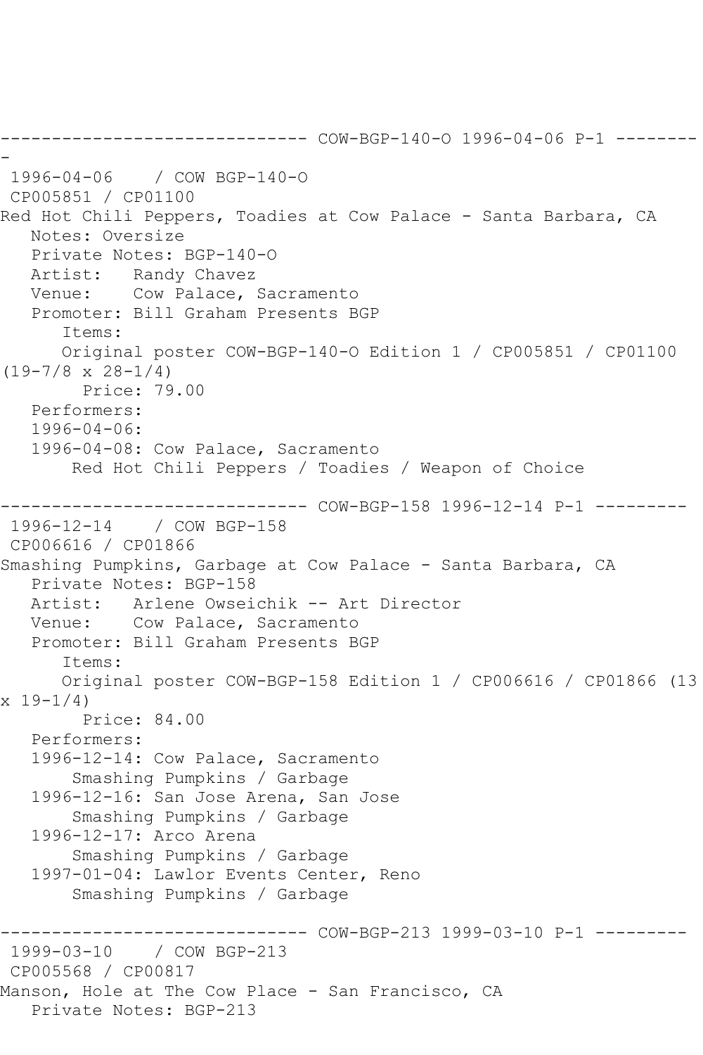------------------------------ COW-BGP-140-O 1996-04-06 P-1 ---------
-

1996-04-06 / COW BGP-140-O

CP005851 / CP01100

Red Hot Chili Peppers, Toadies at Cow Palace - Santa Barbara, CA

Notes: Oversize

Private Notes: BGP-140-O

Artist: Randy Chavez

Venue: Cow Palace, Sacramento

Promoter: Bill Graham Presents BGP

Items:

Original poster COW-BGP-140-O Edition 1 / CP005851 / CP01100 (19-7/8 x 28-1/4)

Price: 79.00

Performers:

1996-04-06:

1996-04-08: Cow Palace, Sacramento

Red Hot Chili Peppers / Toadies / Weapon of Choice

------------------------------ COW-BGP-158 1996-12-14 P-1 ---------

1996-12-14 / COW BGP-158

CP006616 / CP01866

Smashing Pumpkins, Garbage at Cow Palace - Santa Barbara, CA

Private Notes: BGP-158

Artist: Arlene Owseichik -- Art Director

Venue: Cow Palace, Sacramento

Promoter: Bill Graham Presents BGP

Items:

Original poster COW-BGP-158 Edition 1 / CP006616 / CP01866 (13 x 19-1/4)

Price: 84.00

Performers:

1996-12-14: Cow Palace, Sacramento

Smashing Pumpkins / Garbage

1996-12-16: San Jose Arena, San Jose

Smashing Pumpkins / Garbage

1996-12-17: Arco Arena

Smashing Pumpkins / Garbage

1997-01-04: Lawlor Events Center, Reno

Smashing Pumpkins / Garbage

------------------------------ COW-BGP-213 1999-03-10 P-1 ---------

1999-03-10 / COW BGP-213

CP005568 / CP00817

Manson, Hole at The Cow Place - San Francisco, CA

Private Notes: BGP-213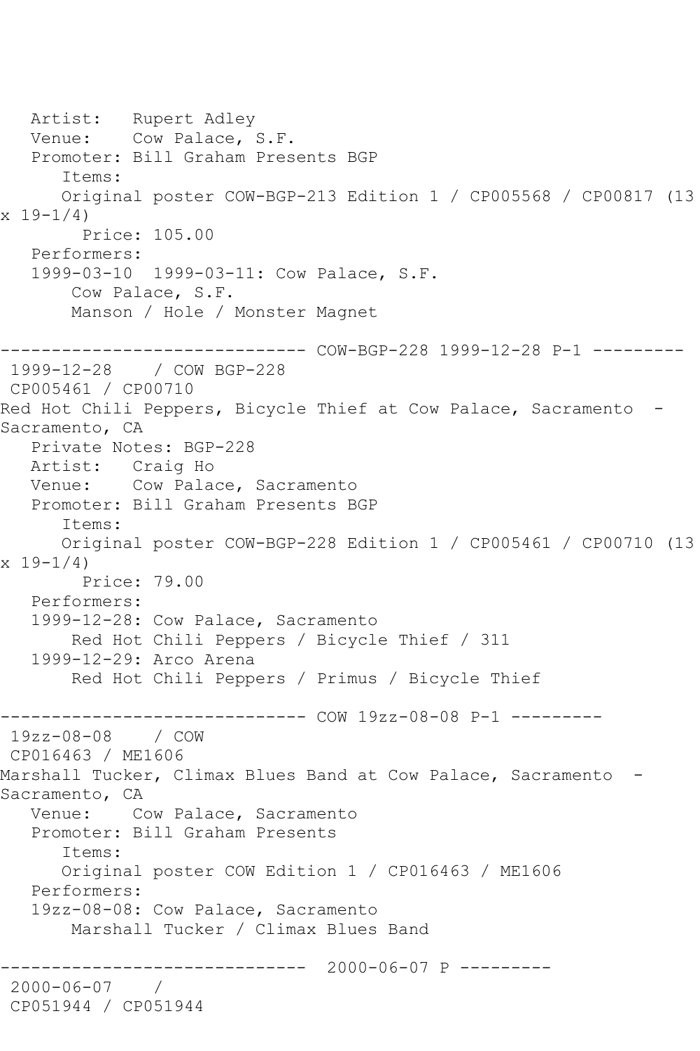Artist:   Rupert Adley
Venue:    Cow Palace, S.F.
Promoter: Bill Graham Presents BGP
Items:
Original poster COW-BGP-213 Edition 1 / CP005568 / CP00817 (13 x 19-1/4)
Price: 105.00
Performers:
1999-03-10  1999-03-11: Cow Palace, S.F.
Cow Palace, S.F.
Manson / Hole / Monster Magnet

------------------------------ COW-BGP-228 1999-12-28 P-1 ---------

1999-12-28    / COW BGP-228
CP005461 / CP00710
Red Hot Chili Peppers, Bicycle Thief at Cow Palace, Sacramento  - Sacramento, CA
Private Notes: BGP-228
Artist:   Craig Ho
Venue:    Cow Palace, Sacramento
Promoter: Bill Graham Presents BGP
Items:
Original poster COW-BGP-228 Edition 1 / CP005461 / CP00710 (13 x 19-1/4)
Price: 79.00
Performers:
1999-12-28: Cow Palace, Sacramento
Red Hot Chili Peppers / Bicycle Thief / 311
1999-12-29: Arco Arena
Red Hot Chili Peppers / Primus / Bicycle Thief

------------------------------ COW 19zz-08-08 P-1 ---------

19zz-08-08    / COW
CP016463 / ME1606
Marshall Tucker, Climax Blues Band at Cow Palace, Sacramento  - Sacramento, CA
Venue:    Cow Palace, Sacramento
Promoter: Bill Graham Presents
Items:
Original poster COW Edition 1 / CP016463 / ME1606
Performers:
19zz-08-08: Cow Palace, Sacramento
Marshall Tucker / Climax Blues Band

------------------------------  2000-06-07 P ---------

2000-06-07    /
CP051944 / CP051944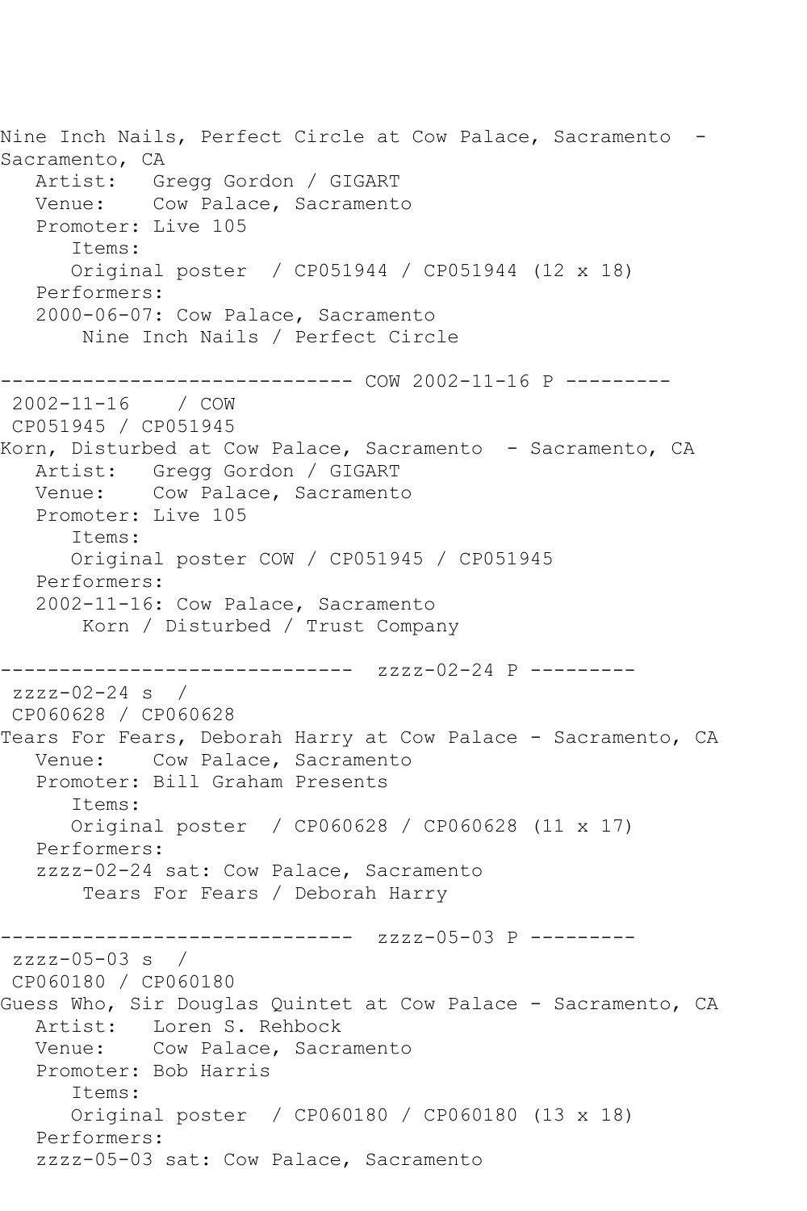```
Nine Inch Nails, Perfect Circle at Cow Palace, Sacramento  -
Sacramento, CA
   Artist:   Gregg Gordon / GIGART
   Venue:    Cow Palace, Sacramento
   Promoter: Live 105
      Items:
      Original poster  / CP051944 / CP051944 (12 x 18)
   Performers:
   2000-06-07: Cow Palace, Sacramento
       Nine Inch Nails / Perfect Circle

------------------------------ COW 2002-11-16 P ---------
 2002-11-16    / COW
 CP051945 / CP051945
Korn, Disturbed at Cow Palace, Sacramento  - Sacramento, CA
   Artist:   Gregg Gordon / GIGART
   Venue:    Cow Palace, Sacramento
   Promoter: Live 105
      Items:
      Original poster COW / CP051945 / CP051945
   Performers:
   2002-11-16: Cow Palace, Sacramento
       Korn / Disturbed / Trust Company

------------------------------  zzzz-02-24 P ---------
 zzzz-02-24 s  /
 CP060628 / CP060628
Tears For Fears, Deborah Harry at Cow Palace - Sacramento, CA
   Venue:    Cow Palace, Sacramento
   Promoter: Bill Graham Presents
      Items:
      Original poster  / CP060628 / CP060628 (11 x 17)
   Performers:
   zzzz-02-24 sat: Cow Palace, Sacramento
       Tears For Fears / Deborah Harry

------------------------------  zzzz-05-03 P ---------
 zzzz-05-03 s  /
 CP060180 / CP060180
Guess Who, Sir Douglas Quintet at Cow Palace - Sacramento, CA
   Artist:   Loren S. Rehbock
   Venue:    Cow Palace, Sacramento
   Promoter: Bob Harris
      Items:
      Original poster  / CP060180 / CP060180 (13 x 18)
   Performers:
   zzzz-05-03 sat: Cow Palace, Sacramento
```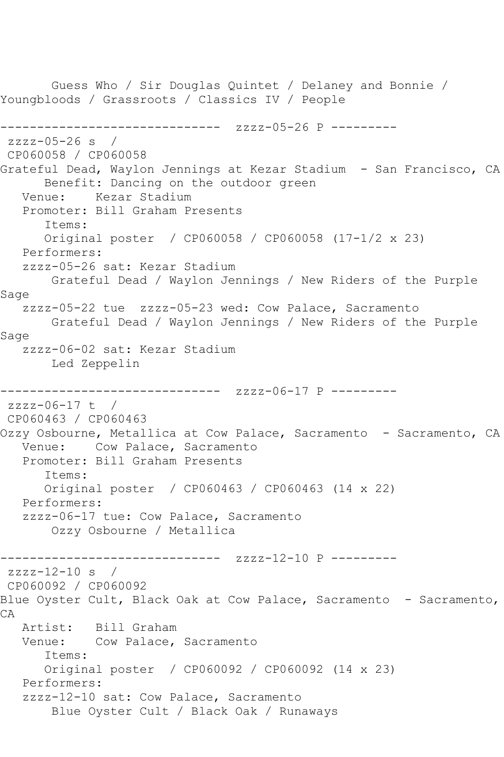Guess Who / Sir Douglas Quintet / Delaney and Bonnie / Youngbloods / Grassroots / Classics IV / People

------------------------------ zzzz-05-26 P ---------

zzzz-05-26 s /
CP060058 / CP060058
Grateful Dead, Waylon Jennings at Kezar Stadium - San Francisco, CA
Benefit: Dancing on the outdoor green
Venue: Kezar Stadium
Promoter: Bill Graham Presents
Items:
Original poster / CP060058 / CP060058 (17-1/2 x 23)
Performers:
zzzz-05-26 sat: Kezar Stadium
Grateful Dead / Waylon Jennings / New Riders of the Purple Sage
zzzz-05-22 tue zzzz-05-23 wed: Cow Palace, Sacramento
Grateful Dead / Waylon Jennings / New Riders of the Purple Sage
zzzz-06-02 sat: Kezar Stadium
Led Zeppelin

------------------------------ zzzz-06-17 P ---------

zzzz-06-17 t /
CP060463 / CP060463
Ozzy Osbourne, Metallica at Cow Palace, Sacramento - Sacramento, CA
Venue: Cow Palace, Sacramento
Promoter: Bill Graham Presents
Items:
Original poster / CP060463 / CP060463 (14 x 22)
Performers:
zzzz-06-17 tue: Cow Palace, Sacramento
Ozzy Osbourne / Metallica

------------------------------ zzzz-12-10 P ---------

zzzz-12-10 s /
CP060092 / CP060092
Blue Oyster Cult, Black Oak at Cow Palace, Sacramento - Sacramento, CA
Artist: Bill Graham
Venue: Cow Palace, Sacramento
Items:
Original poster / CP060092 / CP060092 (14 x 23)
Performers:
zzzz-12-10 sat: Cow Palace, Sacramento
Blue Oyster Cult / Black Oak / Runaways